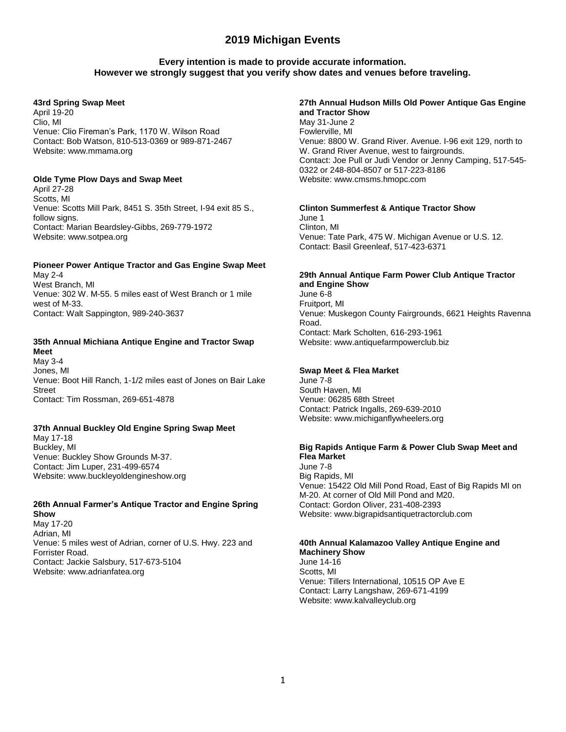# 2019 Michigan Events

**Every intention is made to provide accurate information.**
**However we strongly suggest that you verify show dates and venues before traveling.**

**43rd Spring Swap Meet**
April 19-20
Clio, MI
Venue: Clio Fireman's Park, 1170 W. Wilson Road
Contact: Bob Watson, 810-513-0369 or 989-871-2467
Website: www.mmama.org

**Olde Tyme Plow Days and Swap Meet**
April 27-28
Scotts, MI
Venue: Scotts Mill Park, 8451 S. 35th Street, I-94 exit 85 S., follow signs.
Contact: Marian Beardsley-Gibbs, 269-779-1972
Website: www.sotpea.org

**Pioneer Power Antique Tractor and Gas Engine Swap Meet**
May 2-4
West Branch, MI
Venue: 302 W. M-55. 5 miles east of West Branch or 1 mile west of M-33.
Contact: Walt Sappington, 989-240-3637

**35th Annual Michiana Antique Engine and Tractor Swap Meet**
May 3-4
Jones, MI
Venue: Boot Hill Ranch, 1-1/2 miles east of Jones on Bair Lake Street
Contact: Tim Rossman, 269-651-4878

**37th Annual Buckley Old Engine Spring Swap Meet**
May 17-18
Buckley, MI
Venue: Buckley Show Grounds M-37.
Contact: Jim Luper, 231-499-6574
Website: www.buckleyoldengineshow.org

**26th Annual Farmer's Antique Tractor and Engine Spring Show**
May 17-20
Adrian, MI
Venue: 5 miles west of Adrian, corner of U.S. Hwy. 223 and Forrister Road.
Contact: Jackie Salsbury, 517-673-5104
Website: www.adrianfatea.org

**27th Annual Hudson Mills Old Power Antique Gas Engine and Tractor Show**
May 31-June 2
Fowlerville, MI
Venue: 8800 W. Grand River. Avenue. I-96 exit 129, north to W. Grand River Avenue, west to fairgrounds.
Contact: Joe Pull or Judi Vendor or Jenny Camping, 517-545-0322 or 248-804-8507 or 517-223-8186
Website: www.cmsms.hmopc.com

**Clinton Summerfest & Antique Tractor Show**
June 1
Clinton, MI
Venue: Tate Park, 475 W. Michigan Avenue or U.S. 12.
Contact: Basil Greenleaf, 517-423-6371

**29th Annual Antique Farm Power Club Antique Tractor and Engine Show**
June 6-8
Fruitport, MI
Venue: Muskegon County Fairgrounds, 6621 Heights Ravenna Road.
Contact: Mark Scholten, 616-293-1961
Website: www.antiquefarmpowerclub.biz

**Swap Meet & Flea Market**
June 7-8
South Haven, MI
Venue: 06285 68th Street
Contact: Patrick Ingalls, 269-639-2010
Website: www.michiganflywheelers.org

**Big Rapids Antique Farm & Power Club Swap Meet and Flea Market**
June 7-8
Big Rapids, MI
Venue: 15422 Old Mill Pond Road, East of Big Rapids MI on M-20. At corner of Old Mill Pond and M20.
Contact: Gordon Oliver, 231-408-2393
Website: www.bigrapidsantiquetractorclub.com

**40th Annual Kalamazoo Valley Antique Engine and Machinery Show**
June 14-16
Scotts, MI
Venue: Tillers International, 10515 OP Ave E
Contact: Larry Langshaw, 269-671-4199
Website: www.kalvalleyclub.org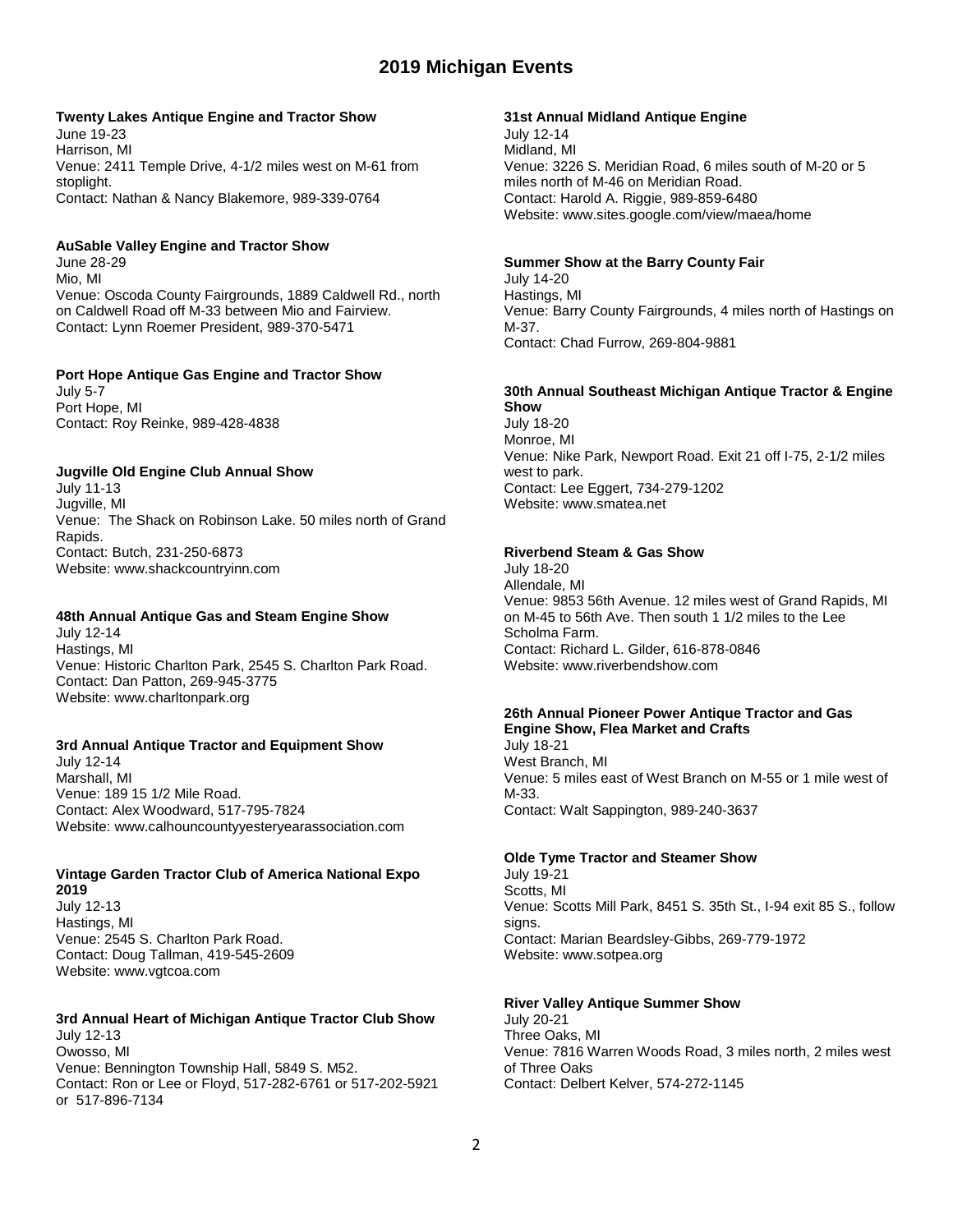# 2019 Michigan Events

**Twenty Lakes Antique Engine and Tractor Show**
June 19-23
Harrison, MI
Venue: 2411 Temple Drive, 4-1/2 miles west on M-61 from stoplight.
Contact: Nathan & Nancy Blakemore, 989-339-0764

**AuSable Valley Engine and Tractor Show**
June 28-29
Mio, MI
Venue: Oscoda County Fairgrounds, 1889 Caldwell Rd., north on Caldwell Road off M-33 between Mio and Fairview.
Contact: Lynn Roemer President, 989-370-5471

**Port Hope Antique Gas Engine and Tractor Show**
July 5-7
Port Hope, MI
Contact: Roy Reinke, 989-428-4838

**Jugville Old Engine Club Annual Show**
July 11-13
Jugville, MI
Venue: The Shack on Robinson Lake. 50 miles north of Grand Rapids.
Contact: Butch, 231-250-6873
Website: www.shackcountryinn.com

**48th Annual Antique Gas and Steam Engine Show**
July 12-14
Hastings, MI
Venue: Historic Charlton Park, 2545 S. Charlton Park Road.
Contact: Dan Patton, 269-945-3775
Website: www.charltonpark.org

**3rd Annual Antique Tractor and Equipment Show**
July 12-14
Marshall, MI
Venue: 189 15 1/2 Mile Road.
Contact: Alex Woodward, 517-795-7824
Website: www.calhouncountyyesteryearassociation.com

**Vintage Garden Tractor Club of America National Expo 2019**
July 12-13
Hastings, MI
Venue: 2545 S. Charlton Park Road.
Contact: Doug Tallman, 419-545-2609
Website: www.vgtcoa.com

**3rd Annual Heart of Michigan Antique Tractor Club Show**
July 12-13
Owosso, MI
Venue: Bennington Township Hall, 5849 S. M52.
Contact: Ron or Lee or Floyd, 517-282-6761 or 517-202-5921 or 517-896-7134

**31st Annual Midland Antique Engine**
July 12-14
Midland, MI
Venue: 3226 S. Meridian Road, 6 miles south of M-20 or 5 miles north of M-46 on Meridian Road.
Contact: Harold A. Riggie, 989-859-6480
Website: www.sites.google.com/view/maea/home

**Summer Show at the Barry County Fair**
July 14-20
Hastings, MI
Venue: Barry County Fairgrounds, 4 miles north of Hastings on M-37.
Contact: Chad Furrow, 269-804-9881

**30th Annual Southeast Michigan Antique Tractor & Engine Show**
July 18-20
Monroe, MI
Venue: Nike Park, Newport Road. Exit 21 off I-75, 2-1/2 miles west to park.
Contact: Lee Eggert, 734-279-1202
Website: www.smatea.net

**Riverbend Steam & Gas Show**
July 18-20
Allendale, MI
Venue: 9853 56th Avenue. 12 miles west of Grand Rapids, MI on M-45 to 56th Ave. Then south 1 1/2 miles to the Lee Scholma Farm.
Contact: Richard L. Gilder, 616-878-0846
Website: www.riverbendshow.com

**26th Annual Pioneer Power Antique Tractor and Gas Engine Show, Flea Market and Crafts**
July 18-21
West Branch, MI
Venue: 5 miles east of West Branch on M-55 or 1 mile west of M-33.
Contact: Walt Sappington, 989-240-3637

**Olde Tyme Tractor and Steamer Show**
July 19-21
Scotts, MI
Venue: Scotts Mill Park, 8451 S. 35th St., I-94 exit 85 S., follow signs.
Contact: Marian Beardsley-Gibbs, 269-779-1972
Website: www.sotpea.org

**River Valley Antique Summer Show**
July 20-21
Three Oaks, MI
Venue: 7816 Warren Woods Road, 3 miles north, 2 miles west of Three Oaks
Contact: Delbert Kelver, 574-272-1145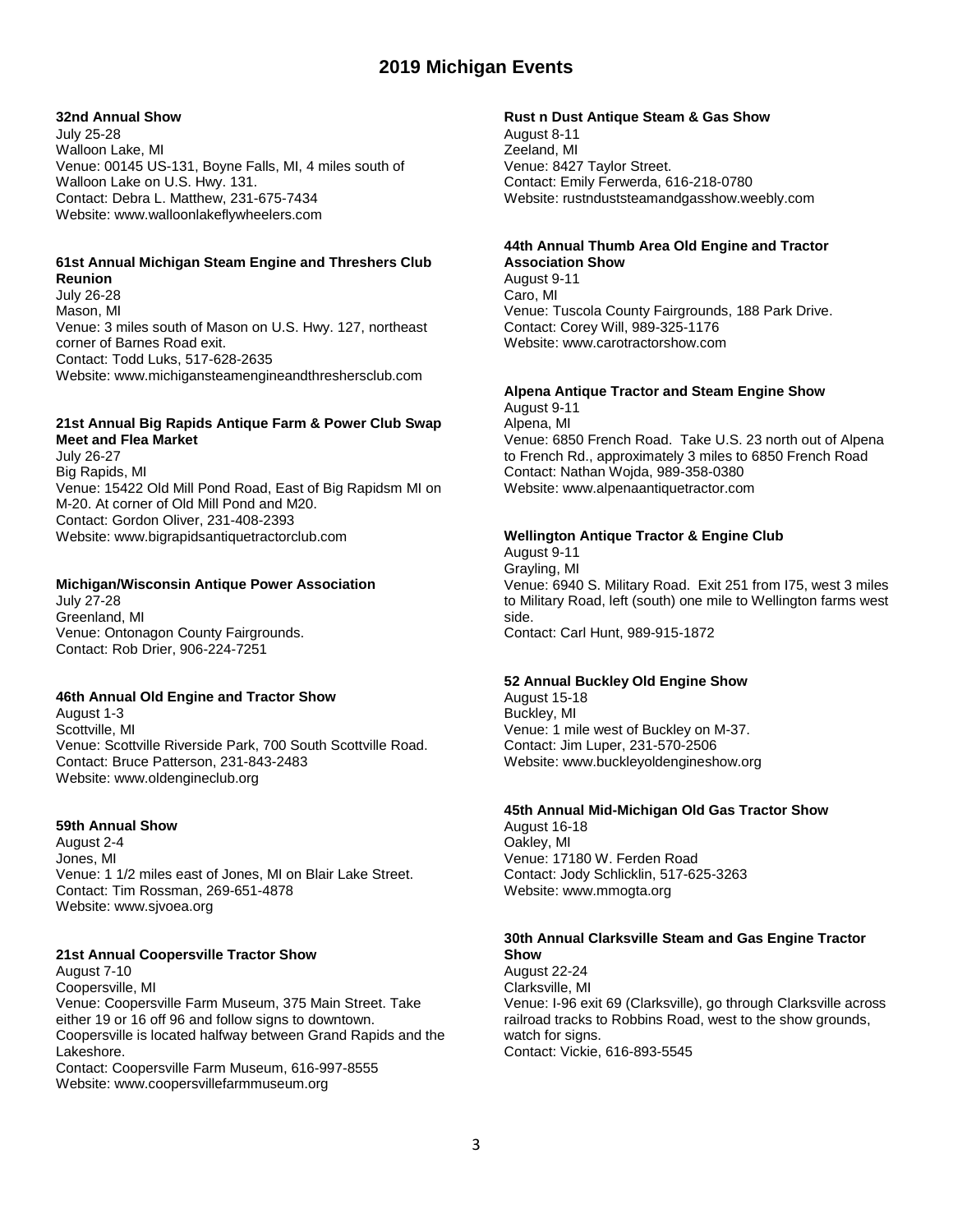# 2019 Michigan Events

**32nd Annual Show**
July 25-28
Walloon Lake, MI
Venue: 00145 US-131, Boyne Falls, MI, 4 miles south of Walloon Lake on U.S. Hwy. 131.
Contact: Debra L. Matthew, 231-675-7434
Website: www.walloonlakeflywheelers.com

**61st Annual Michigan Steam Engine and Threshers Club Reunion**
July 26-28
Mason, MI
Venue: 3 miles south of Mason on U.S. Hwy. 127, northeast corner of Barnes Road exit.
Contact: Todd Luks, 517-628-2635
Website: www.michigansteamengineandthreshersclub.com

**21st Annual Big Rapids Antique Farm & Power Club Swap Meet and Flea Market**
July 26-27
Big Rapids, MI
Venue: 15422 Old Mill Pond Road, East of Big Rapidsm MI on M-20. At corner of Old Mill Pond and M20.
Contact: Gordon Oliver, 231-408-2393
Website: www.bigrapidsantiquetractorclub.com

**Michigan/Wisconsin Antique Power Association**
July 27-28
Greenland, MI
Venue: Ontonagon County Fairgrounds.
Contact: Rob Drier, 906-224-7251

**46th Annual Old Engine and Tractor Show**
August 1-3
Scottville, MI
Venue: Scottville Riverside Park, 700 South Scottville Road.
Contact: Bruce Patterson, 231-843-2483
Website: www.oldengineclub.org

**59th Annual Show**
August 2-4
Jones, MI
Venue: 1 1/2 miles east of Jones, MI on Blair Lake Street.
Contact: Tim Rossman, 269-651-4878
Website: www.sjvoea.org

**21st Annual Coopersville Tractor Show**
August 7-10
Coopersville, MI
Venue: Coopersville Farm Museum, 375 Main Street. Take either 19 or 16 off 96 and follow signs to downtown. Coopersville is located halfway between Grand Rapids and the Lakeshore.
Contact: Coopersville Farm Museum, 616-997-8555
Website: www.coopersvillefarmmuseum.org

**Rust n Dust Antique Steam & Gas Show**
August 8-11
Zeeland, MI
Venue: 8427 Taylor Street.
Contact: Emily Ferwerda, 616-218-0780
Website: rustndussteamandgasshow.weebly.com

**44th Annual Thumb Area Old Engine and Tractor Association Show**
August 9-11
Caro, MI
Venue: Tuscola County Fairgrounds, 188 Park Drive.
Contact: Corey Will, 989-325-1176
Website: www.carotractorshow.com

**Alpena Antique Tractor and Steam Engine Show**
August 9-11
Alpena, MI
Venue: 6850 French Road. Take U.S. 23 north out of Alpena to French Rd., approximately 3 miles to 6850 French Road
Contact: Nathan Wojda, 989-358-0380
Website: www.alpenaantiquetractor.com

**Wellington Antique Tractor & Engine Club**
August 9-11
Grayling, MI
Venue: 6940 S. Military Road. Exit 251 from I75, west 3 miles to Military Road, left (south) one mile to Wellington farms west side.
Contact: Carl Hunt, 989-915-1872

**52 Annual Buckley Old Engine Show**
August 15-18
Buckley, MI
Venue: 1 mile west of Buckley on M-37.
Contact: Jim Luper, 231-570-2506
Website: www.buckleyoldengineshow.org

**45th Annual Mid-Michigan Old Gas Tractor Show**
August 16-18
Oakley, MI
Venue: 17180 W. Ferden Road
Contact: Jody Schlicklin, 517-625-3263
Website: www.mmogta.org

**30th Annual Clarksville Steam and Gas Engine Tractor Show**
August 22-24
Clarksville, MI
Venue: I-96 exit 69 (Clarksville), go through Clarksville across railroad tracks to Robbins Road, west to the show grounds, watch for signs.
Contact: Vickie, 616-893-5545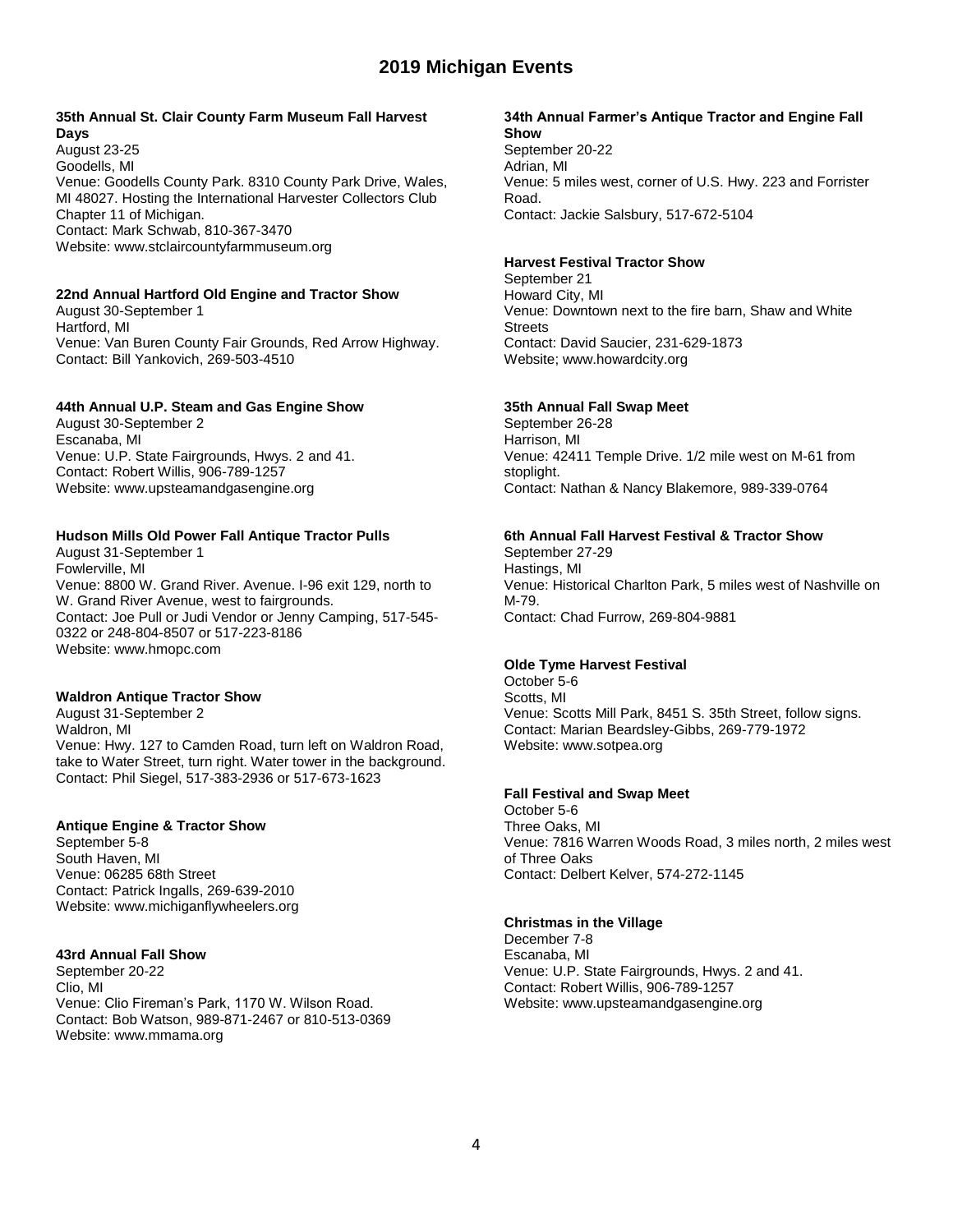# 2019 Michigan Events

**35th Annual St. Clair County Farm Museum Fall Harvest Days**
August 23-25
Goodells, MI
Venue: Goodells County Park. 8310 County Park Drive, Wales, MI 48027. Hosting the International Harvester Collectors Club Chapter 11 of Michigan.
Contact: Mark Schwab, 810-367-3470
Website: www.stclaircountyfarmmuseum.org

**22nd Annual Hartford Old Engine and Tractor Show**
August 30-September 1
Hartford, MI
Venue: Van Buren County Fair Grounds, Red Arrow Highway.
Contact: Bill Yankovich, 269-503-4510

**44th Annual U.P. Steam and Gas Engine Show**
August 30-September 2
Escanaba, MI
Venue: U.P. State Fairgrounds, Hwys. 2 and 41.
Contact: Robert Willis, 906-789-1257
Website: www.upsteamandgasengine.org

**Hudson Mills Old Power Fall Antique Tractor Pulls**
August 31-September 1
Fowlerville, MI
Venue: 8800 W. Grand River. Avenue. I-96 exit 129, north to W. Grand River Avenue, west to fairgrounds.
Contact: Joe Pull or Judi Vendor or Jenny Camping, 517-545-0322 or 248-804-8507 or 517-223-8186
Website: www.hmopc.com

**Waldron Antique Tractor Show**
August 31-September 2
Waldron, MI
Venue: Hwy. 127 to Camden Road, turn left on Waldron Road, take to Water Street, turn right. Water tower in the background.
Contact: Phil Siegel, 517-383-2936 or 517-673-1623

**Antique Engine & Tractor Show**
September 5-8
South Haven, MI
Venue: 06285 68th Street
Contact: Patrick Ingalls, 269-639-2010
Website: www.michiganflywheelers.org

**43rd Annual Fall Show**
September 20-22
Clio, MI
Venue: Clio Fireman's Park, 1170 W. Wilson Road.
Contact: Bob Watson, 989-871-2467 or 810-513-0369
Website: www.mmama.org

**34th Annual Farmer's Antique Tractor and Engine Fall Show**
September 20-22
Adrian, MI
Venue: 5 miles west, corner of U.S. Hwy. 223 and Forrister Road.
Contact: Jackie Salsbury, 517-672-5104

**Harvest Festival Tractor Show**
September 21
Howard City, MI
Venue: Downtown next to the fire barn, Shaw and White Streets
Contact: David Saucier, 231-629-1873
Website; www.howardcity.org

**35th Annual Fall Swap Meet**
September 26-28
Harrison, MI
Venue: 42411 Temple Drive. 1/2 mile west on M-61 from stoplight.
Contact: Nathan & Nancy Blakemore, 989-339-0764

**6th Annual Fall Harvest Festival & Tractor Show**
September 27-29
Hastings, MI
Venue: Historical Charlton Park, 5 miles west of Nashville on M-79.
Contact: Chad Furrow, 269-804-9881

**Olde Tyme Harvest Festival**
October 5-6
Scotts, MI
Venue: Scotts Mill Park, 8451 S. 35th Street, follow signs.
Contact: Marian Beardsley-Gibbs, 269-779-1972
Website: www.sotpea.org

**Fall Festival and Swap Meet**
October 5-6
Three Oaks, MI
Venue: 7816 Warren Woods Road, 3 miles north, 2 miles west of Three Oaks
Contact: Delbert Kelver, 574-272-1145

**Christmas in the Village**
December 7-8
Escanaba, MI
Venue: U.P. State Fairgrounds, Hwys. 2 and 41.
Contact: Robert Willis, 906-789-1257
Website: www.upsteamandgasengine.org